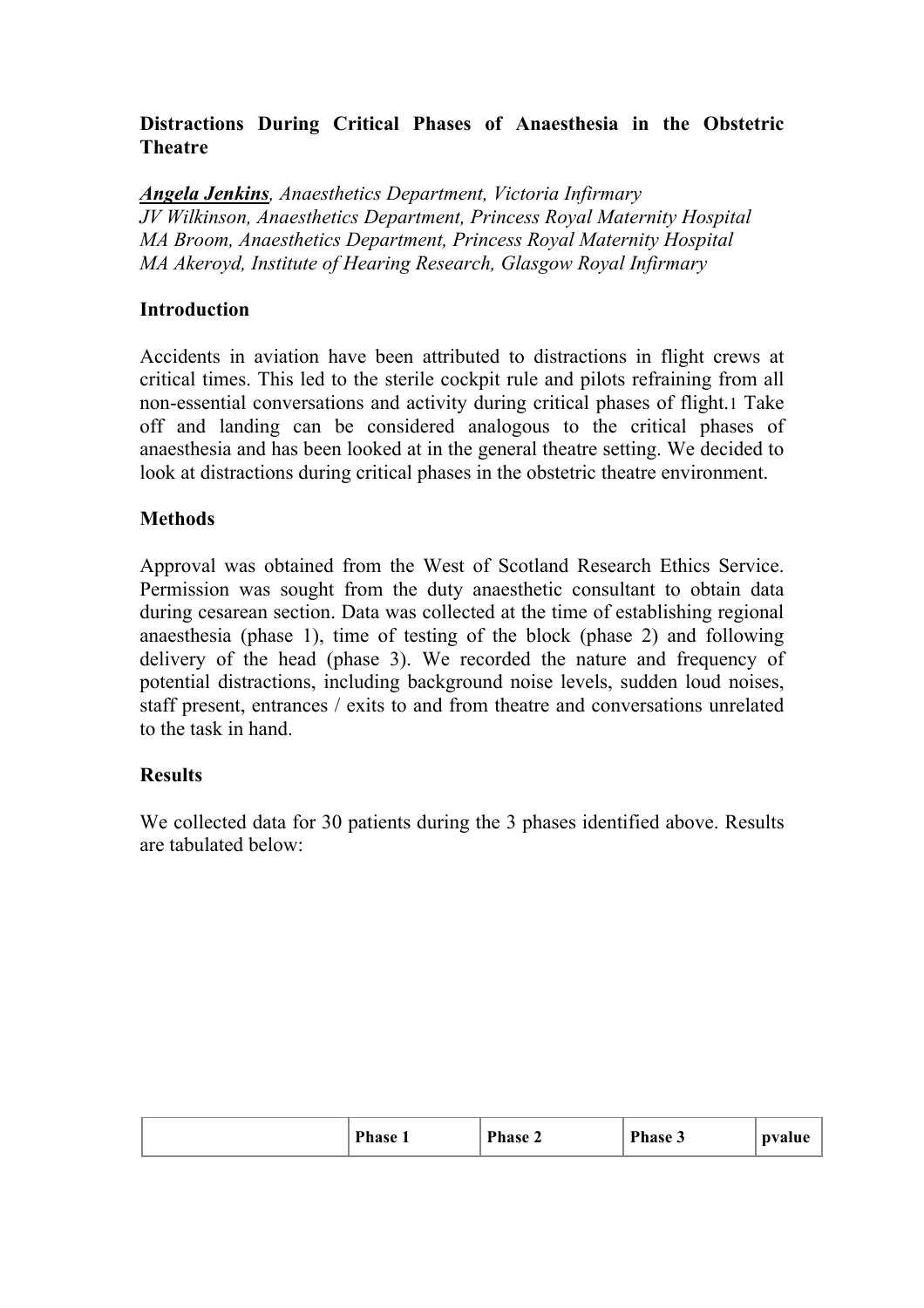**Distractions During Critical Phases of Anaesthesia in the Obstetric Theatre**

***Angela Jenkins***, *Anaesthetics Department, Victoria Infirmary*
*JV Wilkinson, Anaesthetics Department, Princess Royal Maternity Hospital*
*MA Broom, Anaesthetics Department, Princess Royal Maternity Hospital*
*MA Akeroyd, Institute of Hearing Research, Glasgow Royal Infirmary*

## Introduction

Accidents in aviation have been attributed to distractions in flight crews at critical times. This led to the sterile cockpit rule and pilots refraining from all non-essential conversations and activity during critical phases of flight.[1] Take off and landing can be considered analogous to the critical phases of anaesthesia and has been looked at in the general theatre setting. We decided to look at distractions during critical phases in the obstetric theatre environment.

## Methods

Approval was obtained from the West of Scotland Research Ethics Service. Permission was sought from the duty anaesthetic consultant to obtain data during cesarean section. Data was collected at the time of establishing regional anaesthesia (phase 1), time of testing of the block (phase 2) and following delivery of the head (phase 3). We recorded the nature and frequency of potential distractions, including background noise levels, sudden loud noises, staff present, entrances / exits to and from theatre and conversations unrelated to the task in hand.

## Results

We collected data for 30 patients during the 3 phases identified above. Results are tabulated below:

| | Phase 1 | Phase 2 | Phase 3 | pvalue |
|---|---|---|---|---|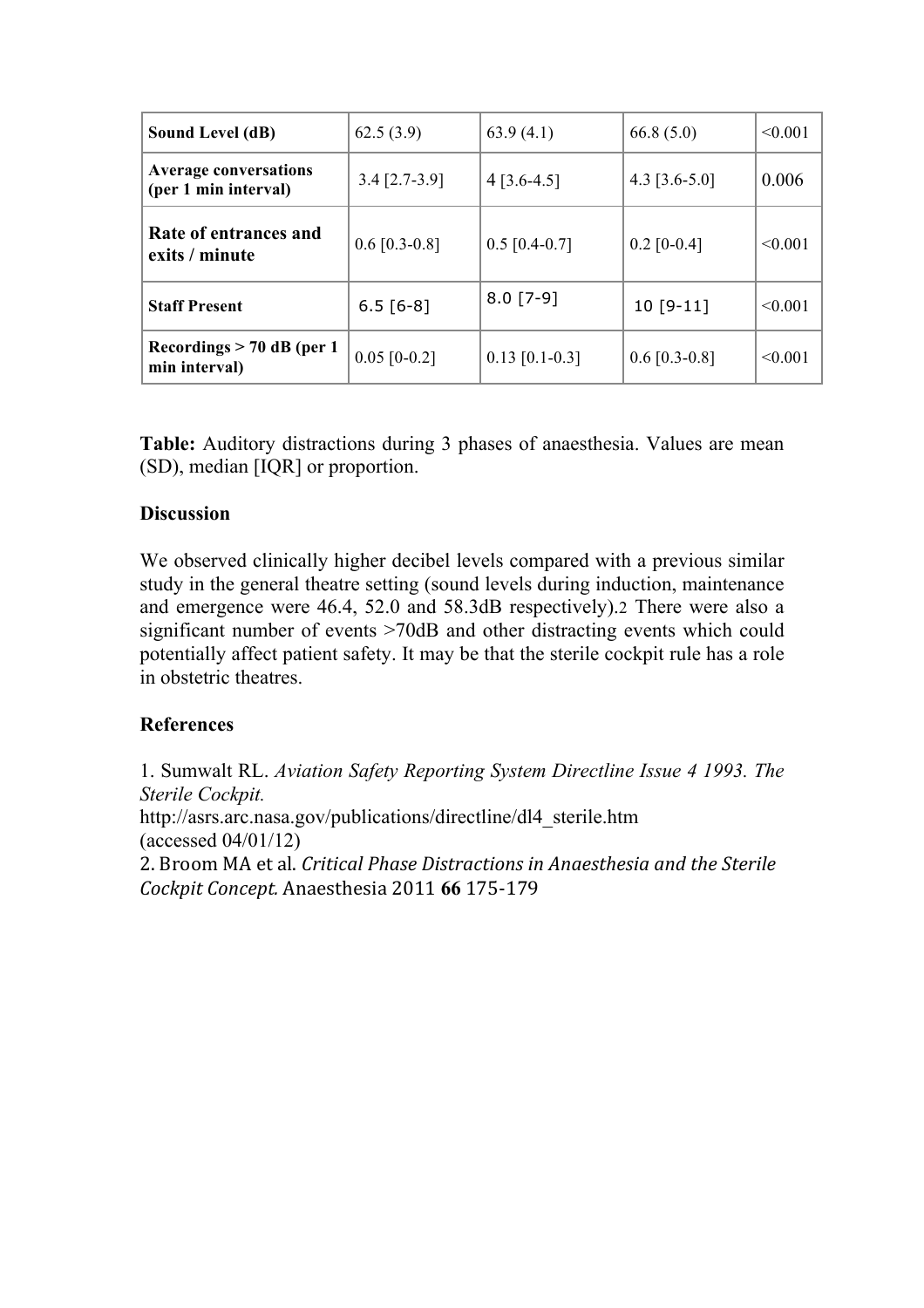| | | | | |
|---|---|---|---|---|
| **Sound Level (dB)** | 62.5 (3.9) | 63.9 (4.1) | 66.8 (5.0) | <0.001 |
| **Average conversations (per 1 min interval)** | 3.4 [2.7-3.9] | 4 [3.6-4.5] | 4.3 [3.6-5.0] | 0.006 |
| **Rate of entrances and exits / minute** | 0.6 [0.3-0.8] | 0.5 [0.4-0.7] | 0.2 [0-0.4] | <0.001 |
| **Staff Present** | 6.5 [6-8] | 8.0 [7-9] | 10 [9-11] | <0.001 |
| **Recordings > 70 dB (per 1 min interval)** | 0.05 [0-0.2] | 0.13 [0.1-0.3] | 0.6 [0.3-0.8] | <0.001 |

**Table:** Auditory distractions during 3 phases of anaesthesia. Values are mean (SD), median [IQR] or proportion.

**Discussion**

We observed clinically higher decibel levels compared with a previous similar study in the general theatre setting (sound levels during induction, maintenance and emergence were 46.4, 52.0 and 58.3dB respectively).[2] There were also a significant number of events >70dB and other distracting events which could potentially affect patient safety. It may be that the sterile cockpit rule has a role in obstetric theatres.

**References**

1. Sumwalt RL. *Aviation Safety Reporting System Directline Issue 4 1993. The Sterile Cockpit.* http://asrs.arc.nasa.gov/publications/directline/dl4_sterile.htm (accessed 04/01/12)
2. Broom MA et al. *Critical Phase Distractions in Anaesthesia and the Sterile Cockpit Concept.* Anaesthesia 2011 **66** 175-179